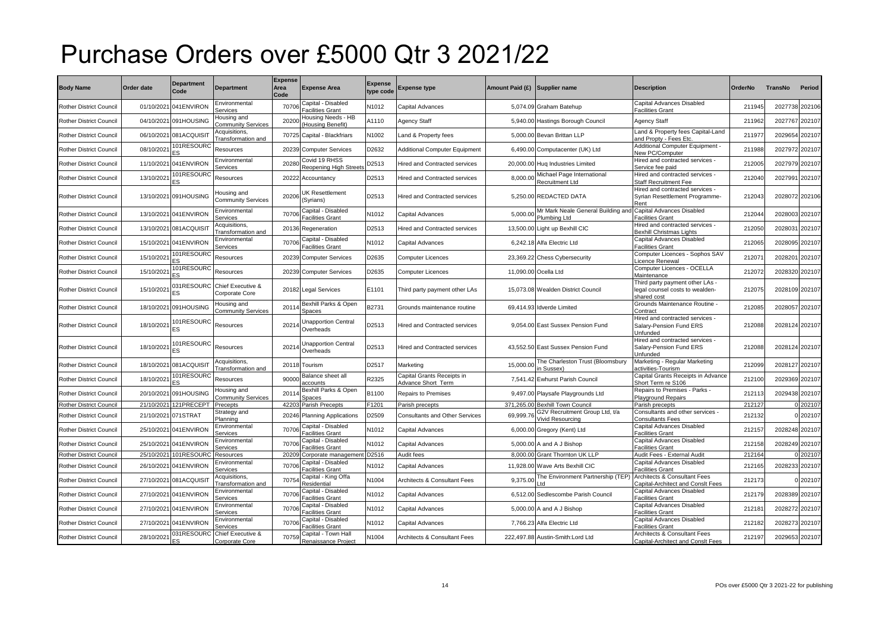# Purchase Orders over £5000 Qtr 3 2021/22

| Body Name | Order date | Department Code | Department | Expense Area Code | Expense Area | Expense type code | Expense type | Amount Paid (£) | Supplier name | Description | OrderNo | TransNo | Period |
|---|---|---|---|---|---|---|---|---|---|---|---|---|---|
| Rother District Council | 01/10/2021 | 041ENVIRON | Environmental Services | 70706 | Capital - Disabled Facilities Grant | N1012 | Capital Advances | 5,074.09 | Graham Batehup | Capital Advances Disabled Facilities Grant | 211945 | 2027738 | 202106 |
| Rother District Council | 04/10/2021 | 091HOUSING | Housing and Community Services | 20200 | Housing Needs - HB (Housing Benefit) | A1110 | Agency Staff | 5,940.00 | Hastings Borough Council | Agency Staff | 211962 | 2027767 | 202107 |
| Rother District Council | 06/10/2021 | 081ACQUISIT | Acquisitions, Transformation and | 70725 | Capital - Blackfriars | N1002 | Land & Property fees | 5,000.00 | Bevan Brittan LLP | Land & Property fees Capital-Land and Propty - Fees Etc. | 211977 | 2029654 | 202107 |
| Rother District Council | 08/10/2021 | 101RESOURCES | Resources | 20239 | Computer Services | D2632 | Additional Computer Equipment | 6,490.00 | Computacenter (UK) Ltd | Additional Computer Equipment - New PC/Computer | 211988 | 2027972 | 202107 |
| Rother District Council | 11/10/2021 | 041ENVIRON | Environmental Services | 20280 | Covid 19 RHSS Reopening High Streets | D2513 | Hired and Contracted services | 20,000.00 | Huq Industries Limited | Hired and contracted services - Service fee paid | 212005 | 2027979 | 202107 |
| Rother District Council | 13/10/2021 | 101RESOURCES | Resources | 20222 | Accountancy | D2513 | Hired and Contracted services | 8,000.00 | Michael Page International Recruitment Ltd | Hired and contracted services - Staff Recruitment Fee | 212040 | 2027991 | 202107 |
| Rother District Council | 13/10/2021 | 091HOUSING | Housing and Community Services | 20206 | UK Resettlement (Syrians) | D2513 | Hired and Contracted services | 5,250.00 | REDACTED DATA | Hired and contracted services - Syrian Resettlement Programme-Rent | 212043 | 2028072 | 202106 |
| Rother District Council | 13/10/2021 | 041ENVIRON | Environmental Services | 70706 | Capital - Disabled Facilities Grant | N1012 | Capital Advances | 5,000.00 | Mr Mark Neale General Building and Plumbing Ltd | Capital Advances Disabled Facilities Grant | 212044 | 2028003 | 202107 |
| Rother District Council | 13/10/2021 | 081ACQUISIT | Acquisitions, Transformation and | 20136 | Regeneration | D2513 | Hired and Contracted services | 13,500.00 | Light up Bexhill CIC | Hired and contracted services - Bexhill Christmas Lights | 212050 | 2028031 | 202107 |
| Rother District Council | 15/10/2021 | 041ENVIRON | Environmental Services | 70706 | Capital - Disabled Facilities Grant | N1012 | Capital Advances | 6,242.18 | Alfa Electric Ltd | Capital Advances Disabled Facilities Grant | 212065 | 2028095 | 202107 |
| Rother District Council | 15/10/2021 | 101RESOURCES | Resources | 20239 | Computer Services | D2635 | Computer Licences | 23,369.22 | Chess Cybersecurity | Computer Licences - Sophos SAV Licence Renewal | 212071 | 2028201 | 202107 |
| Rother District Council | 15/10/2021 | 101RESOURCES | Resources | 20239 | Computer Services | D2635 | Computer Licences | 11,090.00 | Ocella Ltd | Computer Licences - OCELLA Maintenance | 212072 | 2028320 | 202107 |
| Rother District Council | 15/10/2021 | 031RESOURCES | Chief Executive & Corporate Core | 20182 | Legal Services | E1101 | Third party payment other LAs | 15,073.08 | Wealden District Council | Third party payment other LAs - legal counsel costs to wealden-shared cost | 212075 | 2028109 | 202107 |
| Rother District Council | 18/10/2021 | 091HOUSING | Housing and Community Services | 20114 | Bexhill Parks & Open Spaces | B2731 | Grounds maintenance routine | 69,414.93 | Idverde Limited | Grounds Maintenance Routine - Contract | 212085 | 2028057 | 202107 |
| Rother District Council | 18/10/2021 | 101RESOURCES | Resources | 20214 | Unapportion Central Overheads | D2513 | Hired and Contracted services | 9,054.00 | East Sussex Pension Fund | Hired and contracted services - Salary-Pension Fund ERS Unfunded | 212088 | 2028124 | 202107 |
| Rother District Council | 18/10/2021 | 101RESOURCES | Resources | 20214 | Unapportion Central Overheads | D2513 | Hired and Contracted services | 43,552.50 | East Sussex Pension Fund | Hired and contracted services - Salary-Pension Fund ERS Unfunded | 212088 | 2028124 | 202107 |
| Rother District Council | 18/10/2021 | 081ACQUISIT | Acquisitions, Transformation and | 20118 | Tourism | D2517 | Marketing | 15,000.00 | The Charleston Trust (Bloomsbury in Sussex) | Marketing - Regular Marketing activities-Tourism | 212099 | 2028127 | 202107 |
| Rother District Council | 18/10/2021 | 101RESOURCES | Resources | 90000 | Balance sheet all accounts | R2325 | Capital Grants Receipts in Advance Short Term | 7,541.42 | Ewhurst Parish Council | Capital Grants Receipts in Advance Short Term re S106 | 212100 | 2029369 | 202107 |
| Rother District Council | 20/10/2021 | 091HOUSING | Housing and Community Services | 20114 | Bexhill Parks & Open Spaces | B1100 | Repairs to Premises | 9,497.00 | Playsafe Playgrounds Ltd | Repairs to Premises - Parks - Playground Repairs | 212113 | 2029438 | 202107 |
| Rother District Council | 21/10/2021 | 121PRECEPT | Precepts | 42203 | Parish Precepts | F1201 | Parish precepts | 371,265.00 | Bexhill Town Council | Parish precepts | 212127 | 0 | 202107 |
| Rother District Council | 21/10/2021 | 071STRAT | Strategy and Planning | 20246 | Planning Applications | D2509 | Consultants and Other Services | 69,999.76 | G2V Recruitment Group Ltd, t/a Vivid Resourcing | Consultants and other services - Consultants Fees | 212132 | 0 | 202107 |
| Rother District Council | 25/10/2021 | 041ENVIRON | Environmental Services | 70706 | Capital - Disabled Facilities Grant | N1012 | Capital Advances | 6,000.00 | Gregory (Kent) Ltd | Capital Advances Disabled Facilities Grant | 212157 | 2028248 | 202107 |
| Rother District Council | 25/10/2021 | 041ENVIRON | Environmental Services | 70706 | Capital - Disabled Facilities Grant | N1012 | Capital Advances | 5,000.00 | A and A J Bishop | Capital Advances Disabled Facilities Grant | 212158 | 2028249 | 202107 |
| Rother District Council | 25/10/2021 | 101RESOURC | Resources | 20209 | Corporate management | D2516 | Audit fees | 8,000.00 | Grant Thornton UK LLP | Audit Fees - External Audit | 212164 | 0 | 202107 |
| Rother District Council | 26/10/2021 | 041ENVIRON | Environmental Services | 70706 | Capital - Disabled Facilities Grant | N1012 | Capital Advances | 11,928.00 | Wave Arts Bexhill CIC | Capital Advances Disabled Facilities Grant | 212165 | 2028233 | 202107 |
| Rother District Council | 27/10/2021 | 081ACQUISIT | Acquisitions, Transformation and | 70754 | Capital - King Offa Residential | N1004 | Architects & Consultant Fees | 9,375.00 | The Environment Partnership (TEP) Ltd | Architects & Consultant Fees Capital-Architect and Conslt Fees | 212173 | 0 | 202107 |
| Rother District Council | 27/10/2021 | 041ENVIRON | Environmental Services | 70706 | Capital - Disabled Facilities Grant | N1012 | Capital Advances | 6,512.00 | Sedlescombe Parish Council | Capital Advances Disabled Facilities Grant | 212179 | 2028389 | 202107 |
| Rother District Council | 27/10/2021 | 041ENVIRON | Environmental Services | 70706 | Capital - Disabled Facilities Grant | N1012 | Capital Advances | 5,000.00 | A and A J Bishop | Capital Advances Disabled Facilities Grant | 212181 | 2028272 | 202107 |
| Rother District Council | 27/10/2021 | 041ENVIRON | Environmental Services | 70706 | Capital - Disabled Facilities Grant | N1012 | Capital Advances | 7,766.23 | Alfa Electric Ltd | Capital Advances Disabled Facilities Grant | 212182 | 2028273 | 202107 |
| Rother District Council | 28/10/2021 | 031RESOURCES | Chief Executive & Corporate Core | 70759 | Capital - Town Hall Renaissance Project | N1004 | Architects & Consultant Fees | 222,497.88 | Austin-Smith:Lord Ltd | Architects & Consultant Fees Capital-Architect and Conslt Fees | 212197 | 2029653 | 202107 |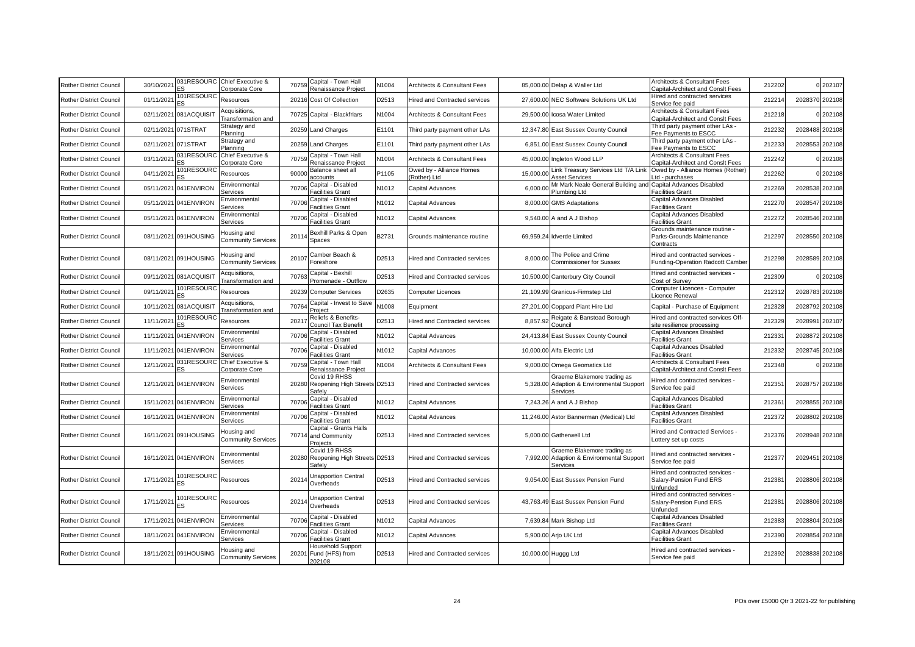| Rother District Council | 30/10/2021 | 031RESOURCES | Chief Executive & Corporate Core | 70759 | Capital - Town Hall Renaissance Project | N1004 | Architects & Consultant Fees | 85,000.00 | Delap & Waller Ltd | Architects & Consultant Fees Capital-Architect and Conslt Fees | 212202 | 0 | 202107 |
|---|---|---|---|---|---|---|---|---|---|---|---|---|---|
| Rother District Council | 01/11/2021 | 101RESOURCES | Resources | 20216 | Cost Of Collection | D2513 | Hired and Contracted services | 27,600.00 | NEC Software Solutions UK Ltd | Hired and contracted services Service fee paid | 212214 | 2028370 | 202108 |
| Rother District Council | 02/11/2021 | 081ACQUISIT | Acquisitions, Transformation and | 70725 | Capital - Blackfriars | N1004 | Architects & Consultant Fees | 29,500.00 | Icosa Water Limited | Architects & Consultant Fees Capital-Architect and Conslt Fees | 212218 | 0 | 202108 |
| Rother District Council | 02/11/2021 | 071STRAT | Strategy and Planning | 20259 | Land Charges | E1101 | Third party payment other LAs | 12,347.80 | East Sussex County Council | Third party payment other LAs - Fee Payments to ESCC | 212232 | 2028488 | 202108 |
| Rother District Council | 02/11/2021 | 071STRAT | Strategy and Planning | 20259 | Land Charges | E1101 | Third party payment other LAs | 6,851.00 | East Sussex County Council | Third party payment other LAs - Fee Payments to ESCC | 212233 | 2028553 | 202108 |
| Rother District Council | 03/11/2021 | 031RESOURCES | Chief Executive & Corporate Core | 70759 | Capital - Town Hall Renaissance Project | N1004 | Architects & Consultant Fees | 45,000.00 | Ingleton Wood LLP | Architects & Consultant Fees Capital-Architect and Conslt Fees | 212242 | 0 | 202108 |
| Rother District Council | 04/11/2021 | 101RESOURCES | Resources | 90000 | Balance sheet all accounts | P1105 | Owed by - Alliance Homes (Rother) Ltd | 15,000.00 | Link Treasury Services Ltd T/A Link Asset Services | Owed by - Alliance Homes (Rother) Ltd - purchases | 212262 | 0 | 202108 |
| Rother District Council | 05/11/2021 | 041ENVIRON | Environmental Services | 70706 | Capital - Disabled Facilities Grant | N1012 | Capital Advances | 6,000.00 | Mr Mark Neale General Building and Plumbing Ltd | Capital Advances Disabled Facilities Grant | 212269 | 2028538 | 202108 |
| Rother District Council | 05/11/2021 | 041ENVIRON | Environmental Services | 70706 | Capital - Disabled Facilities Grant | N1012 | Capital Advances | 8,000.00 | GMS Adaptations | Capital Advances Disabled Facilities Grant | 212270 | 2028547 | 202108 |
| Rother District Council | 05/11/2021 | 041ENVIRON | Environmental Services | 70706 | Capital - Disabled Facilities Grant | N1012 | Capital Advances | 9,540.00 | A and A J Bishop | Capital Advances Disabled Facilities Grant | 212272 | 2028546 | 202108 |
| Rother District Council | 08/11/2021 | 091HOUSING | Housing and Community Services | 20114 | Bexhill Parks & Open Spaces | B2731 | Grounds maintenance routine | 69,959.24 | Idverde Limited | Grounds maintenance routine - Parks-Grounds Maintenance Contracts | 212297 | 2028550 | 202108 |
| Rother District Council | 08/11/2021 | 091HOUSING | Housing and Community Services | 20107 | Camber Beach & Foreshore | D2513 | Hired and Contracted services | 8,000.00 | The Police and Crime Commissioner for Sussex | Hired and contracted services - Funding-Operation Radcott Camber | 212298 | 2028589 | 202108 |
| Rother District Council | 09/11/2021 | 081ACQUISIT | Acquisitions, Transformation and | 70763 | Capital - Bexhill Promenade - Outflow | D2513 | Hired and Contracted services | 10,500.00 | Canterbury City Council | Hired and contracted services - Cost of Survey | 212309 | 0 | 202108 |
| Rother District Council | 09/11/2021 | 101RESOURCES | Resources | 20239 | Computer Services | D2635 | Computer Licences | 21,109.99 | Granicus-Firmstep Ltd | Computer Licences - Computer Licence Renewal | 212312 | 2028783 | 202108 |
| Rother District Council | 10/11/2021 | 081ACQUISIT | Acquisitions, Transformation and | 70764 | Capital - Invest to Save Project | N1008 | Equipment | 27,201.00 | Coppard Plant Hire Ltd | Capital - Purchase of Equipment | 212328 | 2028792 | 202108 |
| Rother District Council | 11/11/2021 | 101RESOURCES | Resources | 20217 | Reliefs & Benefits-Council Tax Benefit | D2513 | Hired and Contracted services | 8,857.92 | Reigate & Banstead Borough Council | Hired and contracted services Off-site resilience processing | 212329 | 2028991 | 202107 |
| Rother District Council | 11/11/2021 | 041ENVIRON | Environmental Services | 70706 | Capital - Disabled Facilities Grant | N1012 | Capital Advances | 24,413.84 | East Sussex County Council | Capital Advances Disabled Facilities Grant | 212331 | 2028872 | 202108 |
| Rother District Council | 11/11/2021 | 041ENVIRON | Environmental Services | 70706 | Capital - Disabled Facilities Grant | N1012 | Capital Advances | 10,000.00 | Alfa Electric Ltd | Capital Advances Disabled Facilities Grant | 212332 | 2028745 | 202108 |
| Rother District Council | 12/11/2021 | 031RESOURCES | Chief Executive & Corporate Core | 70759 | Capital - Town Hall Renaissance Project | N1004 | Architects & Consultant Fees | 9,000.00 | Omega Geomatics Ltd | Architects & Consultant Fees Capital-Architect and Conslt Fees | 212348 | 0 | 202108 |
| Rother District Council | 12/11/2021 | 041ENVIRON | Environmental Services | 20280 | Covid 19 RHSS Reopening High Streets Safely | D2513 | Hired and Contracted services | 5,328.00 | Graeme Blakemore trading as Adaption & Environmental Support Services | Hired and contracted services - Service fee paid | 212351 | 2028757 | 202108 |
| Rother District Council | 15/11/2021 | 041ENVIRON | Environmental Services | 70706 | Capital - Disabled Facilities Grant | N1012 | Capital Advances | 7,243.26 | A and A J Bishop | Capital Advances Disabled Facilities Grant | 212361 | 2028855 | 202108 |
| Rother District Council | 16/11/2021 | 041ENVIRON | Environmental Services | 70706 | Capital - Disabled Facilities Grant | N1012 | Capital Advances | 11,246.00 | Astor Bannerman (Medical) Ltd | Capital Advances Disabled Facilities Grant | 212372 | 2028802 | 202108 |
| Rother District Council | 16/11/2021 | 091HOUSING | Housing and Community Services | 70714 | Capital - Grants Halls and Community Projects | D2513 | Hired and Contracted services | 5,000.00 | Gatherwell Ltd | Hired and Contracted Services - Lottery set up costs | 212376 | 2028948 | 202108 |
| Rother District Council | 16/11/2021 | 041ENVIRON | Environmental Services | 20280 | Covid 19 RHSS Reopening High Streets Safely | D2513 | Hired and Contracted services | 7,992.00 | Graeme Blakemore trading as Adaption & Environmental Support Services | Hired and contracted services - Service fee paid | 212377 | 2029451 | 202108 |
| Rother District Council | 17/11/2021 | 101RESOURCES | Resources | 20214 | Unapportion Central Overheads | D2513 | Hired and Contracted services | 9,054.00 | East Sussex Pension Fund | Hired and contracted services - Salary-Pension Fund ERS Unfunded | 212381 | 2028806 | 202108 |
| Rother District Council | 17/11/2021 | 101RESOURCES | Resources | 20214 | Unapportion Central Overheads | D2513 | Hired and Contracted services | 43,763.49 | East Sussex Pension Fund | Hired and contracted services - Salary-Pension Fund ERS Unfunded | 212381 | 2028806 | 202108 |
| Rother District Council | 17/11/2021 | 041ENVIRON | Environmental Services | 70706 | Capital - Disabled Facilities Grant | N1012 | Capital Advances | 7,639.84 | Mark Bishop Ltd | Capital Advances Disabled Facilities Grant | 212383 | 2028804 | 202108 |
| Rother District Council | 18/11/2021 | 041ENVIRON | Environmental Services | 70706 | Capital - Disabled Facilities Grant | N1012 | Capital Advances | 5,900.00 | Arjo UK Ltd | Capital Advances Disabled Facilities Grant | 212390 | 2028854 | 202108 |
| Rother District Council | 18/11/2021 | 091HOUSING | Housing and Community Services | 20201 | Household Support Fund (HFS) from 202108 | D2513 | Hired and Contracted services | 10,000.00 | Huggg Ltd | Hired and contracted services - Service fee paid | 212392 | 2028838 | 202108 |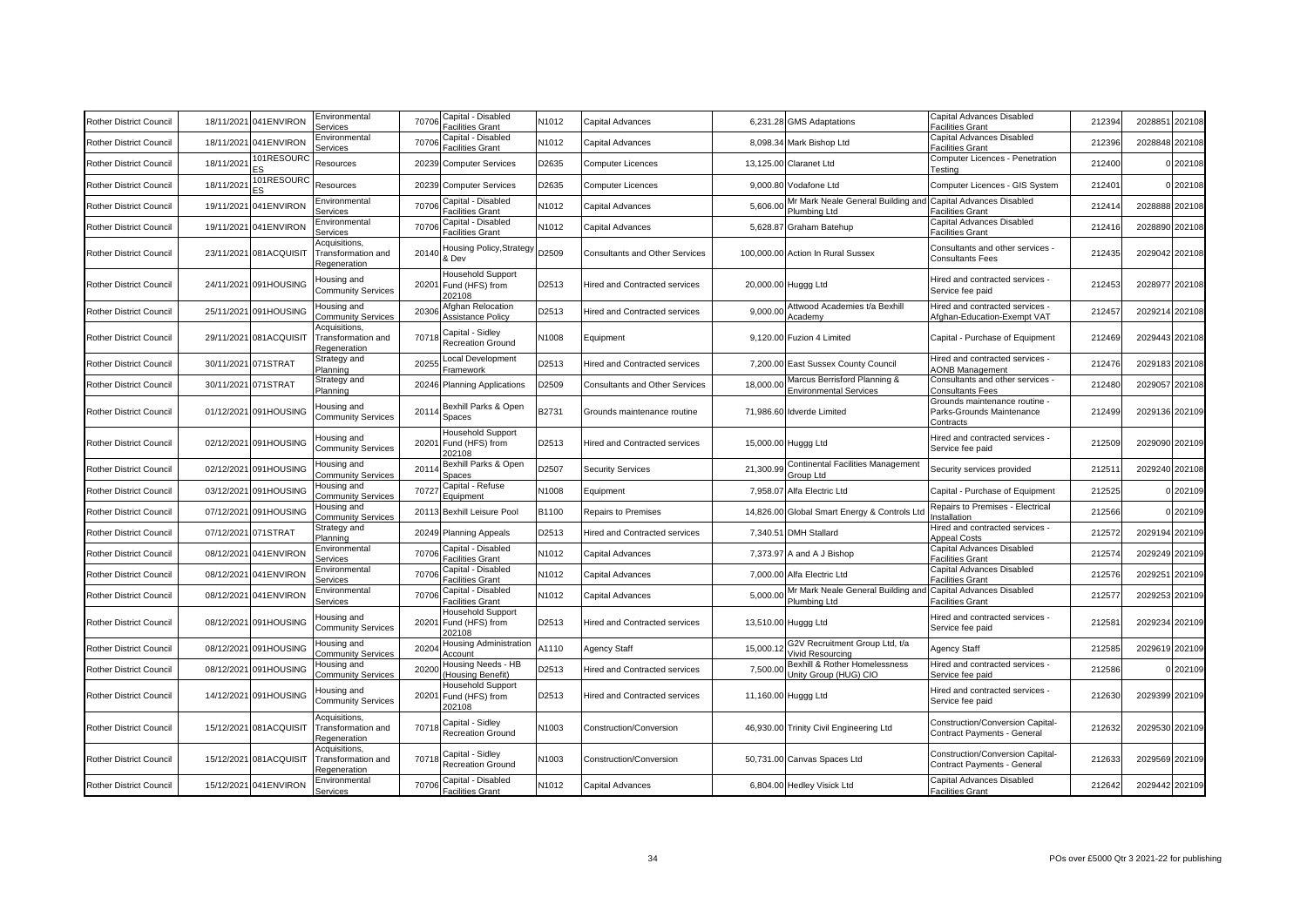| Rother District Council | 18/11/2021 | 041ENVIRON | Environmental Services | 70706 | Capital - Disabled Facilities Grant | N1012 | Capital Advances | 6,231.28 | GMS Adaptations | Capital Advances Disabled Facilities Grant | 212394 | 2028851 | 202108 |
|---|---|---|---|---|---|---|---|---|---|---|---|---|---|
| Rother District Council | 18/11/2021 | 041ENVIRON | Environmental Services | 70706 | Capital - Disabled Facilities Grant | N1012 | Capital Advances | 8,098.34 | Mark Bishop Ltd | Capital Advances Disabled Facilities Grant | 212396 | 2028848 | 202108 |
| Rother District Council | 18/11/2021 | 101RESOURCES | Resources | 20239 | Computer Services | D2635 | Computer Licences | 13,125.00 | Claranet Ltd | Computer Licences - Penetration Testing | 212400 | 0 | 202108 |
| Rother District Council | 18/11/2021 | 101RESOURCES | Resources | 20239 | Computer Services | D2635 | Computer Licences | 9,000.80 | Vodafone Ltd | Computer Licences - GIS System | 212401 | 0 | 202108 |
| Rother District Council | 19/11/2021 | 041ENVIRON | Environmental Services | 70706 | Capital - Disabled Facilities Grant | N1012 | Capital Advances | 5,606.00 | Mr Mark Neale General Building and Plumbing Ltd | Capital Advances Disabled Facilities Grant | 212414 | 2028888 | 202108 |
| Rother District Council | 19/11/2021 | 041ENVIRON | Environmental Services | 70706 | Capital - Disabled Facilities Grant | N1012 | Capital Advances | 5,628.87 | Graham Batehup | Capital Advances Disabled Facilities Grant | 212416 | 2028890 | 202108 |
| Rother District Council | 23/11/2021 | 081ACQUISIT | Acquisitions, Transformation and Regeneration | 20140 | Housing Policy,Strategy & Dev | D2509 | Consultants and Other Services | 100,000.00 | Action In Rural Sussex | Consultants and other services - Consultants Fees | 212435 | 2029042 | 202108 |
| Rother District Council | 24/11/2021 | 091HOUSING | Housing and Community Services | 20201 | Household Support Fund (HFS) from 202108 | D2513 | Hired and Contracted services | 20,000.00 | Huggg Ltd | Hired and contracted services - Service fee paid | 212453 | 2028977 | 202108 |
| Rother District Council | 25/11/2021 | 091HOUSING | Housing and Community Services | 20306 | Afghan Relocation Assistance Policy | D2513 | Hired and Contracted services | 9,000.00 | Attwood Academies t/a Bexhill Academy | Hired and contracted services - Afghan-Education-Exempt VAT | 212457 | 2029214 | 202108 |
| Rother District Council | 29/11/2021 | 081ACQUISIT | Acquisitions, Transformation and Regeneration | 70718 | Capital - Sidley Recreation Ground | N1008 | Equipment | 9,120.00 | Fuzion 4 Limited | Capital - Purchase of Equipment | 212469 | 2029443 | 202108 |
| Rother District Council | 30/11/2021 | 071STRAT | Strategy and Planning | 20255 | Local Development Framework | D2513 | Hired and Contracted services | 7,200.00 | East Sussex County Council | Hired and contracted services - AONB Management | 212476 | 2029183 | 202108 |
| Rother District Council | 30/11/2021 | 071STRAT | Strategy and Planning | 20246 | Planning Applications | D2509 | Consultants and Other Services | 18,000.00 | Marcus Berrisford Planning & Environmental Services | Consultants and other services - Consultants Fees | 212480 | 2029057 | 202108 |
| Rother District Council | 01/12/2021 | 091HOUSING | Housing and Community Services | 20114 | Bexhill Parks & Open Spaces | B2731 | Grounds maintenance routine | 71,986.60 | Idverde Limited | Grounds maintenance routine - Parks-Grounds Maintenance Contracts | 212499 | 2029136 | 202109 |
| Rother District Council | 02/12/2021 | 091HOUSING | Housing and Community Services | 20201 | Household Support Fund (HFS) from 202108 | D2513 | Hired and Contracted services | 15,000.00 | Huggg Ltd | Hired and contracted services - Service fee paid | 212509 | 2029090 | 202109 |
| Rother District Council | 02/12/2021 | 091HOUSING | Housing and Community Services | 20114 | Bexhill Parks & Open Spaces | D2507 | Security Services | 21,300.99 | Continental Facilities Management Group Ltd | Security services provided | 212511 | 2029240 | 202108 |
| Rother District Council | 03/12/2021 | 091HOUSING | Housing and Community Services | 70727 | Capital - Refuse Equipment | N1008 | Equipment | 7,958.07 | Alfa Electric Ltd | Capital - Purchase of Equipment | 212525 | 0 | 202109 |
| Rother District Council | 07/12/2021 | 091HOUSING | Housing and Community Services | 20113 | Bexhill Leisure Pool | B1100 | Repairs to Premises | 14,826.00 | Global Smart Energy & Controls Ltd | Repairs to Premises - Electrical Installation | 212566 | 0 | 202109 |
| Rother District Council | 07/12/2021 | 071STRAT | Strategy and Planning | 20249 | Planning Appeals | D2513 | Hired and Contracted services | 7,340.51 | DMH Stallard | Hired and contracted services - Appeal Costs | 212572 | 2029194 | 202109 |
| Rother District Council | 08/12/2021 | 041ENVIRON | Environmental Services | 70706 | Capital - Disabled Facilities Grant | N1012 | Capital Advances | 7,373.97 | A and A J Bishop | Capital Advances Disabled Facilities Grant | 212574 | 2029249 | 202109 |
| Rother District Council | 08/12/2021 | 041ENVIRON | Environmental Services | 70706 | Capital - Disabled Facilities Grant | N1012 | Capital Advances | 7,000.00 | Alfa Electric Ltd | Capital Advances Disabled Facilities Grant | 212576 | 2029251 | 202109 |
| Rother District Council | 08/12/2021 | 041ENVIRON | Environmental Services | 70706 | Capital - Disabled Facilities Grant | N1012 | Capital Advances | 5,000.00 | Mr Mark Neale General Building and Plumbing Ltd | Capital Advances Disabled Facilities Grant | 212577 | 2029253 | 202109 |
| Rother District Council | 08/12/2021 | 091HOUSING | Housing and Community Services | 20201 | Household Support Fund (HFS) from 202108 | D2513 | Hired and Contracted services | 13,510.00 | Huggg Ltd | Hired and contracted services - Service fee paid | 212581 | 2029234 | 202109 |
| Rother District Council | 08/12/2021 | 091HOUSING | Housing and Community Services | 20204 | Housing Administration Account | A1110 | Agency Staff | 15,000.12 | G2V Recruitment Group Ltd, t/a Vivid Resourcing | Agency Staff | 212585 | 2029619 | 202109 |
| Rother District Council | 08/12/2021 | 091HOUSING | Housing and Community Services | 20200 | Housing Needs - HB (Housing Benefit) | D2513 | Hired and Contracted services | 7,500.00 | Bexhill & Rother Homelessness Unity Group (HUG) CIO | Hired and contracted services - Service fee paid | 212586 | 0 | 202109 |
| Rother District Council | 14/12/2021 | 091HOUSING | Housing and Community Services | 20201 | Household Support Fund (HFS) from 202108 | D2513 | Hired and Contracted services | 11,160.00 | Huggg Ltd | Hired and contracted services - Service fee paid | 212630 | 2029399 | 202109 |
| Rother District Council | 15/12/2021 | 081ACQUISIT | Acquisitions, Transformation and Regeneration | 70718 | Capital - Sidley Recreation Ground | N1003 | Construction/Conversion | 46,930.00 | Trinity Civil Engineering Ltd | Construction/Conversion Capital-Contract Payments - General | 212632 | 2029530 | 202109 |
| Rother District Council | 15/12/2021 | 081ACQUISIT | Acquisitions, Transformation and Regeneration | 70718 | Capital - Sidley Recreation Ground | N1003 | Construction/Conversion | 50,731.00 | Canvas Spaces Ltd | Construction/Conversion Capital-Contract Payments - General | 212633 | 2029569 | 202109 |
| Rother District Council | 15/12/2021 | 041ENVIRON | Environmental Services | 70706 | Capital - Disabled Facilities Grant | N1012 | Capital Advances | 6,804.00 | Hedley Visick Ltd | Capital Advances Disabled Facilities Grant | 212642 | 2029442 | 202109 |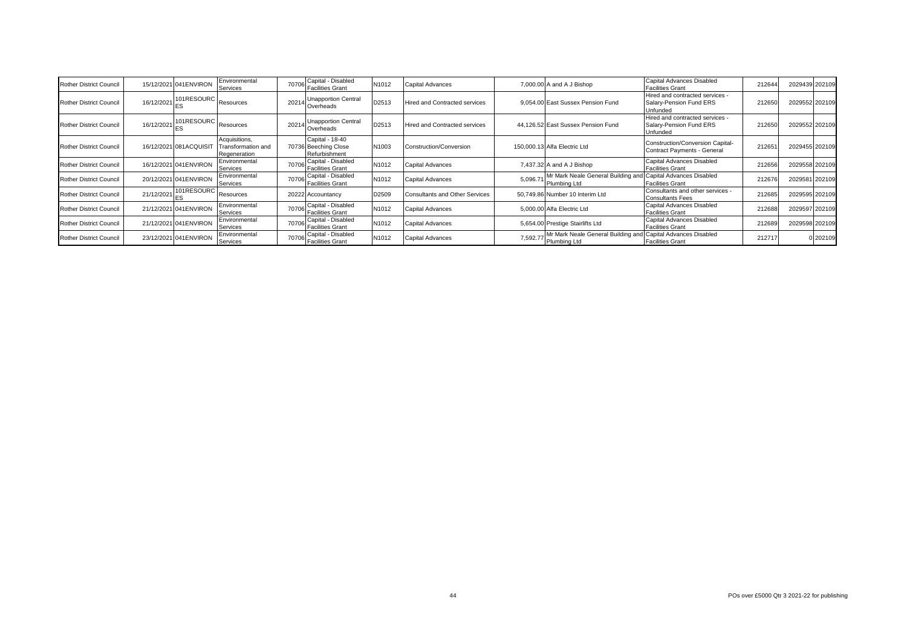| | | | | | | | | | | | | | | |
|---|---|---|---|---|---|---|---|---|---|---|---|---|---|---|
| Rother District Council | 15/12/2021 | 041ENVIRON | Environmental Services | 70706 | Capital - Disabled Facilities Grant | N1012 | Capital Advances | 7,000.00 | A and A J Bishop | Capital Advances Disabled Facilities Grant | 212644 | 2029439 | 202109 |
| Rother District Council | 16/12/2021 | 101RESOURCES | Resources | 20214 | Unapportion Central Overheads | D2513 | Hired and Contracted services | 9,054.00 | East Sussex Pension Fund | Hired and contracted services - Salary-Pension Fund ERS Unfunded | 212650 | 2029552 | 202109 |
| Rother District Council | 16/12/2021 | 101RESOURCES | Resources | 20214 | Unapportion Central Overheads | D2513 | Hired and Contracted services | 44,126.52 | East Sussex Pension Fund | Hired and contracted services - Salary-Pension Fund ERS Unfunded | 212650 | 2029552 | 202109 |
| Rother District Council | 16/12/2021 | 081ACQUISIT | Acquisitions, Transformation and Regeneration | 70736 | Capital - 18-40 Beeching Close Refurbishment | N1003 | Construction/Conversion | 150,000.13 | Alfa Electric Ltd | Construction/Conversion Capital-Contract Payments - General | 212651 | 2029455 | 202109 |
| Rother District Council | 16/12/2021 | 041ENVIRON | Environmental Services | 70706 | Capital - Disabled Facilities Grant | N1012 | Capital Advances | 7,437.32 | A and A J Bishop | Capital Advances Disabled Facilities Grant | 212656 | 2029558 | 202109 |
| Rother District Council | 20/12/2021 | 041ENVIRON | Environmental Services | 70706 | Capital - Disabled Facilities Grant | N1012 | Capital Advances | 5,096.71 | Mr Mark Neale General Building and Plumbing Ltd | Capital Advances Disabled Facilities Grant | 212676 | 2029581 | 202109 |
| Rother District Council | 21/12/2021 | 101RESOURCES | Resources | 20222 | Accountancy | D2509 | Consultants and Other Services | 50,749.86 | Number 10 Interim Ltd | Consultants and other services - Consultants Fees | 212685 | 2029595 | 202109 |
| Rother District Council | 21/12/2021 | 041ENVIRON | Environmental Services | 70706 | Capital - Disabled Facilities Grant | N1012 | Capital Advances | 5,000.00 | Alfa Electric Ltd | Capital Advances Disabled Facilities Grant | 212688 | 2029597 | 202109 |
| Rother District Council | 21/12/2021 | 041ENVIRON | Environmental Services | 70706 | Capital - Disabled Facilities Grant | N1012 | Capital Advances | 5,654.00 | Prestige Stairlifts Ltd | Capital Advances Disabled Facilities Grant | 212689 | 2029598 | 202109 |
| Rother District Council | 23/12/2021 | 041ENVIRON | Environmental Services | 70706 | Capital - Disabled Facilities Grant | N1012 | Capital Advances | 7,592.77 | Mr Mark Neale General Building and Plumbing Ltd | Capital Advances Disabled Facilities Grant | 212717 | 0 | 202109 |